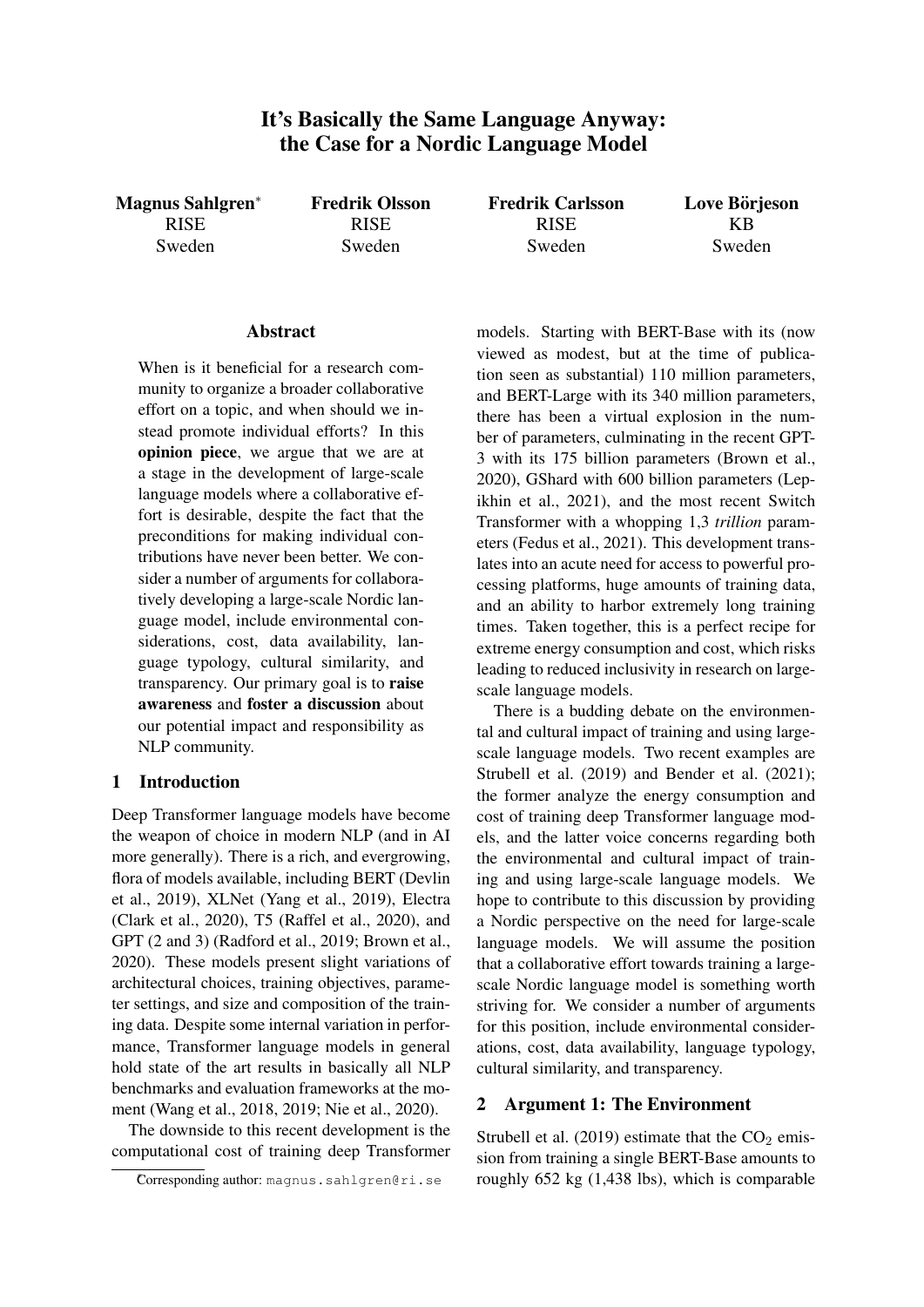# It's Basically the Same Language Anyway: the Case for a Nordic Language Model

**Magnus Sahlgren**[*]
RISE
Sweden

**Fredrik Olsson**
RISE
Sweden

**Fredrik Carlsson**
RISE
Sweden

**Love Börjeson**
KB
Sweden

## Abstract

When is it beneficial for a research community to organize a broader collaborative effort on a topic, and when should we instead promote individual efforts? In this **opinion piece**, we argue that we are at a stage in the development of large-scale language models where a collaborative effort is desirable, despite the fact that the preconditions for making individual contributions have never been better. We consider a number of arguments for collaboratively developing a large-scale Nordic language model, include environmental considerations, cost, data availability, language typology, cultural similarity, and transparency. Our primary goal is to **raise awareness** and **foster a discussion** about our potential impact and responsibility as NLP community.

## 1 Introduction

Deep Transformer language models have become the weapon of choice in modern NLP (and in AI more generally). There is a rich, and evergrowing, flora of models available, including BERT (Devlin et al., 2019), XLNet (Yang et al., 2019), Electra (Clark et al., 2020), T5 (Raffel et al., 2020), and GPT (2 and 3) (Radford et al., 2019; Brown et al., 2020). These models present slight variations of architectural choices, training objectives, parameter settings, and size and composition of the training data. Despite some internal variation in performance, Transformer language models in general hold state of the art results in basically all NLP benchmarks and evaluation frameworks at the moment (Wang et al., 2018, 2019; Nie et al., 2020).

The downside to this recent development is the computational cost of training deep Transformer models. Starting with BERT-Base with its (now viewed as modest, but at the time of publication seen as substantial) 110 million parameters, and BERT-Large with its 340 million parameters, there has been a virtual explosion in the number of parameters, culminating in the recent GPT-3 with its 175 billion parameters (Brown et al., 2020), GShard with 600 billion parameters (Lepikhin et al., 2021), and the most recent Switch Transformer with a whopping 1,3 *trillion* parameters (Fedus et al., 2021). This development translates into an acute need for access to powerful processing platforms, huge amounts of training data, and an ability to harbor extremely long training times. Taken together, this is a perfect recipe for extreme energy consumption and cost, which risks leading to reduced inclusivity in research on large-scale language models.

There is a budding debate on the environmental and cultural impact of training and using large-scale language models. Two recent examples are Strubell et al. (2019) and Bender et al. (2021); the former analyze the energy consumption and cost of training deep Transformer language models, and the latter voice concerns regarding both the environmental and cultural impact of training and using large-scale language models. We hope to contribute to this discussion by providing a Nordic perspective on the need for large-scale language models. We will assume the position that a collaborative effort towards training a large-scale Nordic language model is something worth striving for. We consider a number of arguments for this position, include environmental considerations, cost, data availability, language typology, cultural similarity, and transparency.

## 2 Argument 1: The Environment

Strubell et al. (2019) estimate that the $CO_2$ emission from training a single BERT-Base amounts to roughly 652 kg (1,438 lbs), which is comparable

[*] Corresponding author: magnus.sahlgren@ri.se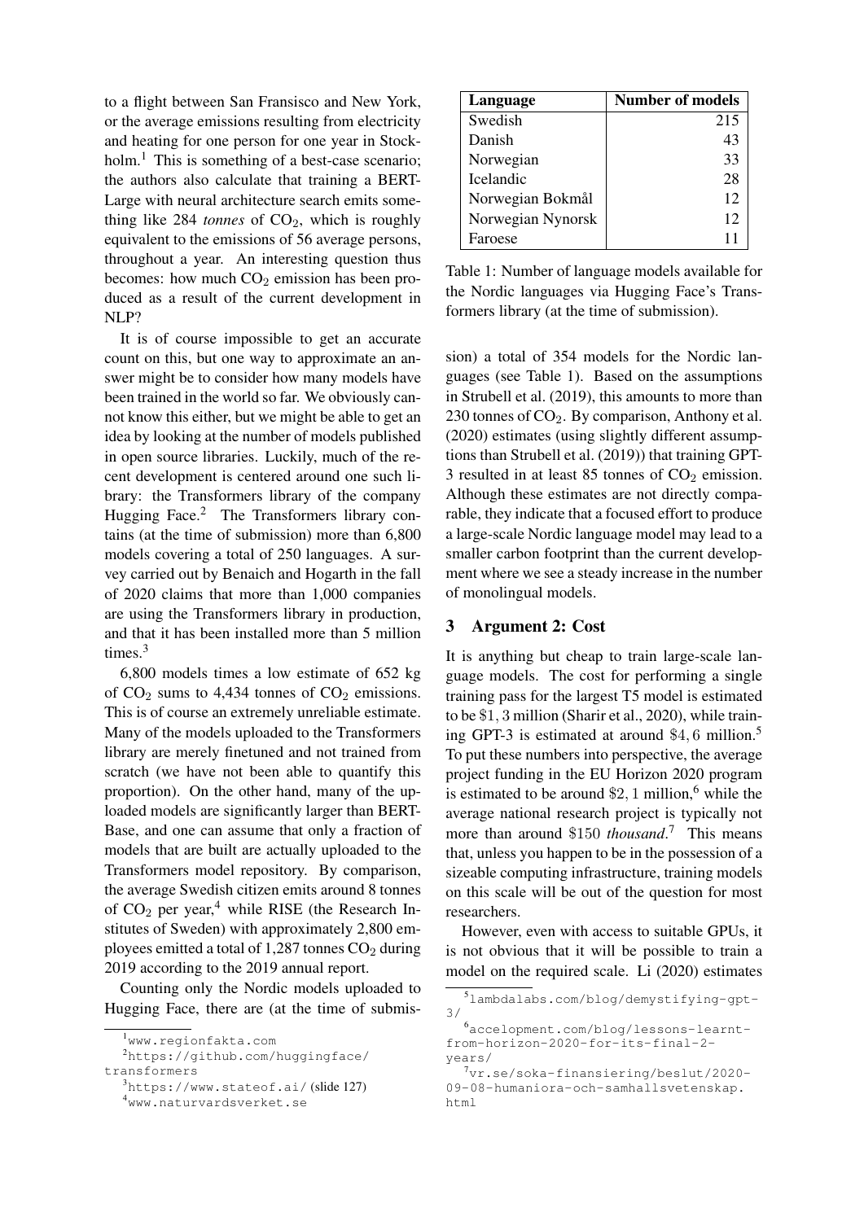to a flight between San Fransisco and New York, or the average emissions resulting from electricity and heating for one person for one year in Stockholm.[1] This is something of a best-case scenario; the authors also calculate that training a BERT-Large with neural architecture search emits something like 284 *tonnes* of $CO_2$, which is roughly equivalent to the emissions of 56 average persons, throughout a year. An interesting question thus becomes: how much $CO_2$ emission has been produced as a result of the current development in NLP?

It is of course impossible to get an accurate count on this, but one way to approximate an answer might be to consider how many models have been trained in the world so far. We obviously cannot know this either, but we might be able to get an idea by looking at the number of models published in open source libraries. Luckily, much of the recent development is centered around one such library: the Transformers library of the company Hugging Face.[2] The Transformers library contains (at the time of submission) more than 6,800 models covering a total of 250 languages. A survey carried out by Benaich and Hogarth in the fall of 2020 claims that more than 1,000 companies are using the Transformers library in production, and that it has been installed more than 5 million times.[3]

6,800 models times a low estimate of 652 kg of $CO_2$ sums to 4,434 tonnes of $CO_2$ emissions. This is of course an extremely unreliable estimate. Many of the models uploaded to the Transformers library are merely finetuned and not trained from scratch (we have not been able to quantify this proportion). On the other hand, many of the uploaded models are significantly larger than BERT-Base, and one can assume that only a fraction of models that are built are actually uploaded to the Transformers model repository. By comparison, the average Swedish citizen emits around 8 tonnes of $CO_2$ per year,[4] while RISE (the Research Institutes of Sweden) with approximately 2,800 employees emitted a total of 1,287 tonnes $CO_2$ during 2019 according to the 2019 annual report.

Counting only the Nordic models uploaded to Hugging Face, there are (at the time of submission) a total of 354 models for the Nordic languages (see Table 1). Based on the assumptions in Strubell et al. (2019), this amounts to more than 230 tonnes of $CO_2$. By comparison, Anthony et al. (2020) estimates (using slightly different assumptions than Strubell et al. (2019)) that training GPT-3 resulted in at least 85 tonnes of $CO_2$ emission. Although these estimates are not directly comparable, they indicate that a focused effort to produce a large-scale Nordic language model may lead to a smaller carbon footprint than the current development where we see a steady increase in the number of monolingual models.

| Language | Number of models |
|---|---|
| Swedish | 215 |
| Danish | 43 |
| Norwegian | 33 |
| Icelandic | 28 |
| Norwegian Bokmål | 12 |
| Norwegian Nynorsk | 12 |
| Faroese | 11 |

Table 1: Number of language models available for the Nordic languages via Hugging Face's Transformers library (at the time of submission).

## 3 Argument 2: Cost

It is anything but cheap to train large-scale language models. The cost for performing a single training pass for the largest T5 model is estimated to be $\$1,3$ million (Sharir et al., 2020), while training GPT-3 is estimated at around $\$4,6$ million.[5] To put these numbers into perspective, the average project funding in the EU Horizon 2020 program is estimated to be around $\$2,1$ million,[6] while the average national research project is typically not more than around $\$150$ *thousand*.[7] This means that, unless you happen to be in the possession of a sizeable computing infrastructure, training models on this scale will be out of the question for most researchers.

However, even with access to suitable GPUs, it is not obvious that it will be possible to train a model on the required scale. Li (2020) estimates

[1] www.regionfakta.com

[2] https://github.com/huggingface/transformers

[3] https://www.stateof.ai/ (slide 127)

[4] www.naturvardsverket.se

[5] lambdalabs.com/blog/demystifying-gpt-3/

[6] accelopment.com/blog/lessons-learnt-from-horizon-2020-for-its-final-2-years/

[7] vr.se/soka-finansiering/beslut/2020-09-08-humaniora-och-samhallsvetenskap.html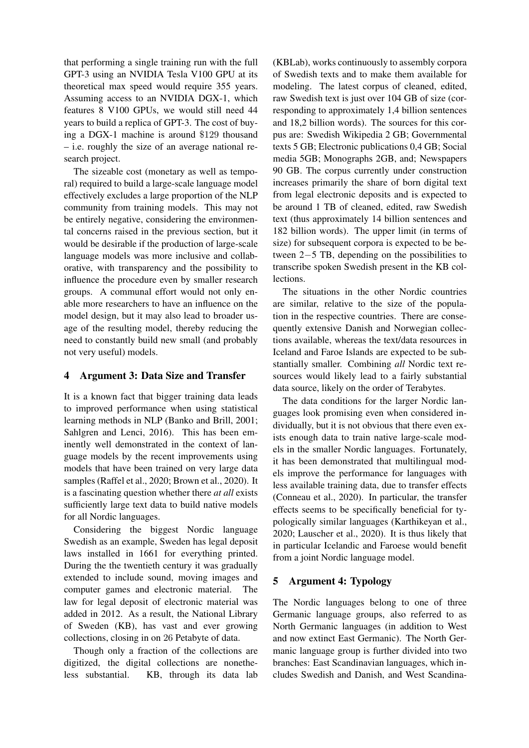that performing a single training run with the full GPT-3 using an NVIDIA Tesla V100 GPU at its theoretical max speed would require 355 years. Assuming access to an NVIDIA DGX-1, which features 8 V100 GPUs, we would still need 44 years to build a replica of GPT-3. The cost of buying a DGX-1 machine is around $129 thousand – i.e. roughly the size of an average national research project.

The sizeable cost (monetary as well as temporal) required to build a large-scale language model effectively excludes a large proportion of the NLP community from training models. This may not be entirely negative, considering the environmental concerns raised in the previous section, but it would be desirable if the production of large-scale language models was more inclusive and collaborative, with transparency and the possibility to influence the procedure even by smaller research groups. A communal effort would not only enable more researchers to have an influence on the model design, but it may also lead to broader usage of the resulting model, thereby reducing the need to constantly build new small (and probably not very useful) models.

## 4 Argument 3: Data Size and Transfer

It is a known fact that bigger training data leads to improved performance when using statistical learning methods in NLP (Banko and Brill, 2001; Sahlgren and Lenci, 2016). This has been eminently well demonstrated in the context of language models by the recent improvements using models that have been trained on very large data samples (Raffel et al., 2020; Brown et al., 2020). It is a fascinating question whether there *at all* exists sufficiently large text data to build native models for all Nordic languages.

Considering the biggest Nordic language Swedish as an example, Sweden has legal deposit laws installed in 1661 for everything printed. During the the twentieth century it was gradually extended to include sound, moving images and computer games and electronic material. The law for legal deposit of electronic material was added in 2012. As a result, the National Library of Sweden (KB), has vast and ever growing collections, closing in on 26 Petabyte of data.

Though only a fraction of the collections are digitized, the digital collections are nonetheless substantial. KB, through its data lab (KBLab), works continuously to assembly corpora of Swedish texts and to make them available for modeling. The latest corpus of cleaned, edited, raw Swedish text is just over 104 GB of size (corresponding to approximately 1,4 billion sentences and 18,2 billion words). The sources for this corpus are: Swedish Wikipedia 2 GB; Governmental texts 5 GB; Electronic publications 0,4 GB; Social media 5GB; Monographs 2GB, and; Newspapers 90 GB. The corpus currently under construction increases primarily the share of born digital text from legal electronic deposits and is expected to be around 1 TB of cleaned, edited, raw Swedish text (thus approximately 14 billion sentences and 182 billion words). The upper limit (in terms of size) for subsequent corpora is expected to be between $2-5$ TB, depending on the possibilities to transcribe spoken Swedish present in the KB collections.

The situations in the other Nordic countries are similar, relative to the size of the population in the respective countries. There are consequently extensive Danish and Norwegian collections available, whereas the text/data resources in Iceland and Faroe Islands are expected to be substantially smaller. Combining *all* Nordic text resources would likely lead to a fairly substantial data source, likely on the order of Terabytes.

The data conditions for the larger Nordic languages look promising even when considered individually, but it is not obvious that there even exists enough data to train native large-scale models in the smaller Nordic languages. Fortunately, it has been demonstrated that multilingual models improve the performance for languages with less available training data, due to transfer effects (Conneau et al., 2020). In particular, the transfer effects seems to be specifically beneficial for typologically similar languages (Karthikeyan et al., 2020; Lauscher et al., 2020). It is thus likely that in particular Icelandic and Faroese would benefit from a joint Nordic language model.

## 5 Argument 4: Typology

The Nordic languages belong to one of three Germanic language groups, also referred to as North Germanic languages (in addition to West and now extinct East Germanic). The North Germanic language group is further divided into two branches: East Scandinavian languages, which includes Swedish and Danish, and West Scandina-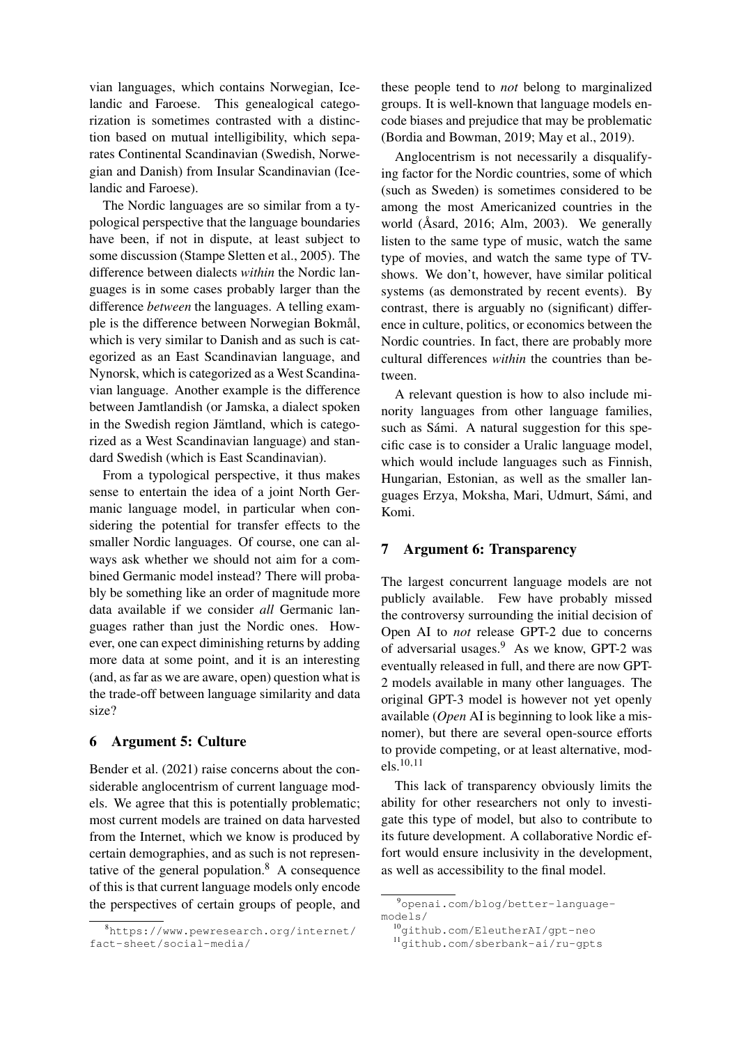vian languages, which contains Norwegian, Icelandic and Faroese. This genealogical categorization is sometimes contrasted with a distinction based on mutual intelligibility, which separates Continental Scandinavian (Swedish, Norwegian and Danish) from Insular Scandinavian (Icelandic and Faroese).

The Nordic languages are so similar from a typological perspective that the language boundaries have been, if not in dispute, at least subject to some discussion (Stampe Sletten et al., 2005). The difference between dialects *within* the Nordic languages is in some cases probably larger than the difference *between* the languages. A telling example is the difference between Norwegian Bokmål, which is very similar to Danish and as such is categorized as an East Scandinavian language, and Nynorsk, which is categorized as a West Scandinavian language. Another example is the difference between Jamtlandish (or Jamska, a dialect spoken in the Swedish region Jämtland, which is categorized as a West Scandinavian language) and standard Swedish (which is East Scandinavian).

From a typological perspective, it thus makes sense to entertain the idea of a joint North Germanic language model, in particular when considering the potential for transfer effects to the smaller Nordic languages. Of course, one can always ask whether we should not aim for a combined Germanic model instead? There will probably be something like an order of magnitude more data available if we consider *all* Germanic languages rather than just the Nordic ones. However, one can expect diminishing returns by adding more data at some point, and it is an interesting (and, as far as we are aware, open) question what is the trade-off between language similarity and data size?

## 6 Argument 5: Culture

Bender et al. (2021) raise concerns about the considerable anglocentrism of current language models. We agree that this is potentially problematic; most current models are trained on data harvested from the Internet, which we know is produced by certain demographies, and as such is not representative of the general population.[8] A consequence of this is that current language models only encode the perspectives of certain groups of people, and these people tend to *not* belong to marginalized groups. It is well-known that language models encode biases and prejudice that may be problematic (Bordia and Bowman, 2019; May et al., 2019).

Anglocentrism is not necessarily a disqualifying factor for the Nordic countries, some of which (such as Sweden) is sometimes considered to be among the most Americanized countries in the world (Åsard, 2016; Alm, 2003). We generally listen to the same type of music, watch the same type of movies, and watch the same type of TV-shows. We don't, however, have similar political systems (as demonstrated by recent events). By contrast, there is arguably no (significant) difference in culture, politics, or economics between the Nordic countries. In fact, there are probably more cultural differences *within* the countries than between.

A relevant question is how to also include minority languages from other language families, such as Sámi. A natural suggestion for this specific case is to consider a Uralic language model, which would include languages such as Finnish, Hungarian, Estonian, as well as the smaller languages Erzya, Moksha, Mari, Udmurt, Sámi, and Komi.

## 7 Argument 6: Transparency

The largest concurrent language models are not publicly available. Few have probably missed the controversy surrounding the initial decision of Open AI to *not* release GPT-2 due to concerns of adversarial usages.[9] As we know, GPT-2 was eventually released in full, and there are now GPT-2 models available in many other languages. The original GPT-3 model is however not yet openly available (*Open* AI is beginning to look like a misnomer), but there are several open-source efforts to provide competing, or at least alternative, models.[10,11]

This lack of transparency obviously limits the ability for other researchers not only to investigate this type of model, but also to contribute to its future development. A collaborative Nordic effort would ensure inclusivity in the development, as well as accessibility to the final model.

[8] https://www.pewresearch.org/internet/fact-sheet/social-media/

[9] openai.com/blog/better-language-models/

[10] github.com/EleutherAI/gpt-neo

[11] github.com/sberbank-ai/ru-gpts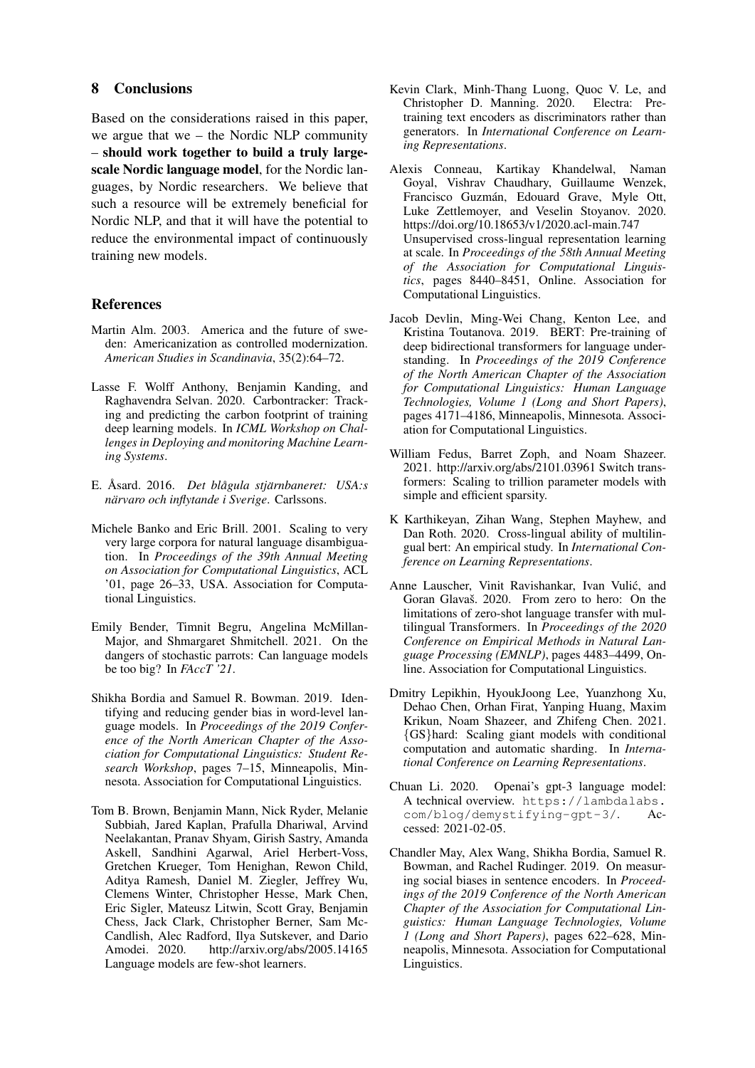## 8 Conclusions

Based on the considerations raised in this paper, we argue that we – the Nordic NLP community – **should work together to build a truly large-scale Nordic language model**, for the Nordic languages, by Nordic researchers. We believe that such a resource will be extremely beneficial for Nordic NLP, and that it will have the potential to reduce the environmental impact of continuously training new models.

## References

Martin Alm. 2003. America and the future of sweden: Americanization as controlled modernization. *American Studies in Scandinavia*, 35(2):64–72.

Lasse F. Wolff Anthony, Benjamin Kanding, and Raghavendra Selvan. 2020. Carbontracker: Tracking and predicting the carbon footprint of training deep learning models. In *ICML Workshop on Challenges in Deploying and monitoring Machine Learning Systems*.

E. Åsard. 2016. *Det blågula stjärnbaneret: USA:s närvaro och inflytande i Sverige*. Carlssons.

Michele Banko and Eric Brill. 2001. Scaling to very very large corpora for natural language disambiguation. In *Proceedings of the 39th Annual Meeting on Association for Computational Linguistics*, ACL '01, page 26–33, USA. Association for Computational Linguistics.

Emily Bender, Timnit Begru, Angelina McMillan-Major, and Shmargaret Shmitchell. 2021. On the dangers of stochastic parrots: Can language models be too big? In *FAccT '21*.

Shikha Bordia and Samuel R. Bowman. 2019. Identifying and reducing gender bias in word-level language models. In *Proceedings of the 2019 Conference of the North American Chapter of the Association for Computational Linguistics: Student Research Workshop*, pages 7–15, Minneapolis, Minnesota. Association for Computational Linguistics.

Tom B. Brown, Benjamin Mann, Nick Ryder, Melanie Subbiah, Jared Kaplan, Prafulla Dhariwal, Arvind Neelakantan, Pranav Shyam, Girish Sastry, Amanda Askell, Sandhini Agarwal, Ariel Herbert-Voss, Gretchen Krueger, Tom Henighan, Rewon Child, Aditya Ramesh, Daniel M. Ziegler, Jeffrey Wu, Clemens Winter, Christopher Hesse, Mark Chen, Eric Sigler, Mateusz Litwin, Scott Gray, Benjamin Chess, Jack Clark, Christopher Berner, Sam McCandlish, Alec Radford, Ilya Sutskever, and Dario Amodei. 2020. http://arxiv.org/abs/2005.14165 Language models are few-shot learners.

Kevin Clark, Minh-Thang Luong, Quoc V. Le, and Christopher D. Manning. 2020. Electra: Pre-training text encoders as discriminators rather than generators. In *International Conference on Learning Representations*.

Alexis Conneau, Kartikay Khandelwal, Naman Goyal, Vishrav Chaudhary, Guillaume Wenzek, Francisco Guzmán, Edouard Grave, Myle Ott, Luke Zettlemoyer, and Veselin Stoyanov. 2020. https://doi.org/10.18653/v1/2020.acl-main.747 Unsupervised cross-lingual representation learning at scale. In *Proceedings of the 58th Annual Meeting of the Association for Computational Linguistics*, pages 8440–8451, Online. Association for Computational Linguistics.

Jacob Devlin, Ming-Wei Chang, Kenton Lee, and Kristina Toutanova. 2019. BERT: Pre-training of deep bidirectional transformers for language understanding. In *Proceedings of the 2019 Conference of the North American Chapter of the Association for Computational Linguistics: Human Language Technologies, Volume 1 (Long and Short Papers)*, pages 4171–4186, Minneapolis, Minnesota. Association for Computational Linguistics.

William Fedus, Barret Zoph, and Noam Shazeer. 2021. http://arxiv.org/abs/2101.03961 Switch transformers: Scaling to trillion parameter models with simple and efficient sparsity.

K Karthikeyan, Zihan Wang, Stephen Mayhew, and Dan Roth. 2020. Cross-lingual ability of multilingual bert: An empirical study. In *International Conference on Learning Representations*.

Anne Lauscher, Vinit Ravishankar, Ivan Vulić, and Goran Glavaš. 2020. From zero to hero: On the limitations of zero-shot language transfer with multilingual Transformers. In *Proceedings of the 2020 Conference on Empirical Methods in Natural Language Processing (EMNLP)*, pages 4483–4499, Online. Association for Computational Linguistics.

Dmitry Lepikhin, HyoukJoong Lee, Yuanzhong Xu, Dehao Chen, Orhan Firat, Yanping Huang, Maxim Krikun, Noam Shazeer, and Zhifeng Chen. 2021. {GS}hard: Scaling giant models with conditional computation and automatic sharding. In *International Conference on Learning Representations*.

Chuan Li. 2020. Openai's gpt-3 language model: A technical overview. https://lambdalabs.com/blog/demystifying-gpt-3/. Accessed: 2021-02-05.

Chandler May, Alex Wang, Shikha Bordia, Samuel R. Bowman, and Rachel Rudinger. 2019. On measuring social biases in sentence encoders. In *Proceedings of the 2019 Conference of the North American Chapter of the Association for Computational Linguistics: Human Language Technologies, Volume 1 (Long and Short Papers)*, pages 622–628, Minneapolis, Minnesota. Association for Computational Linguistics.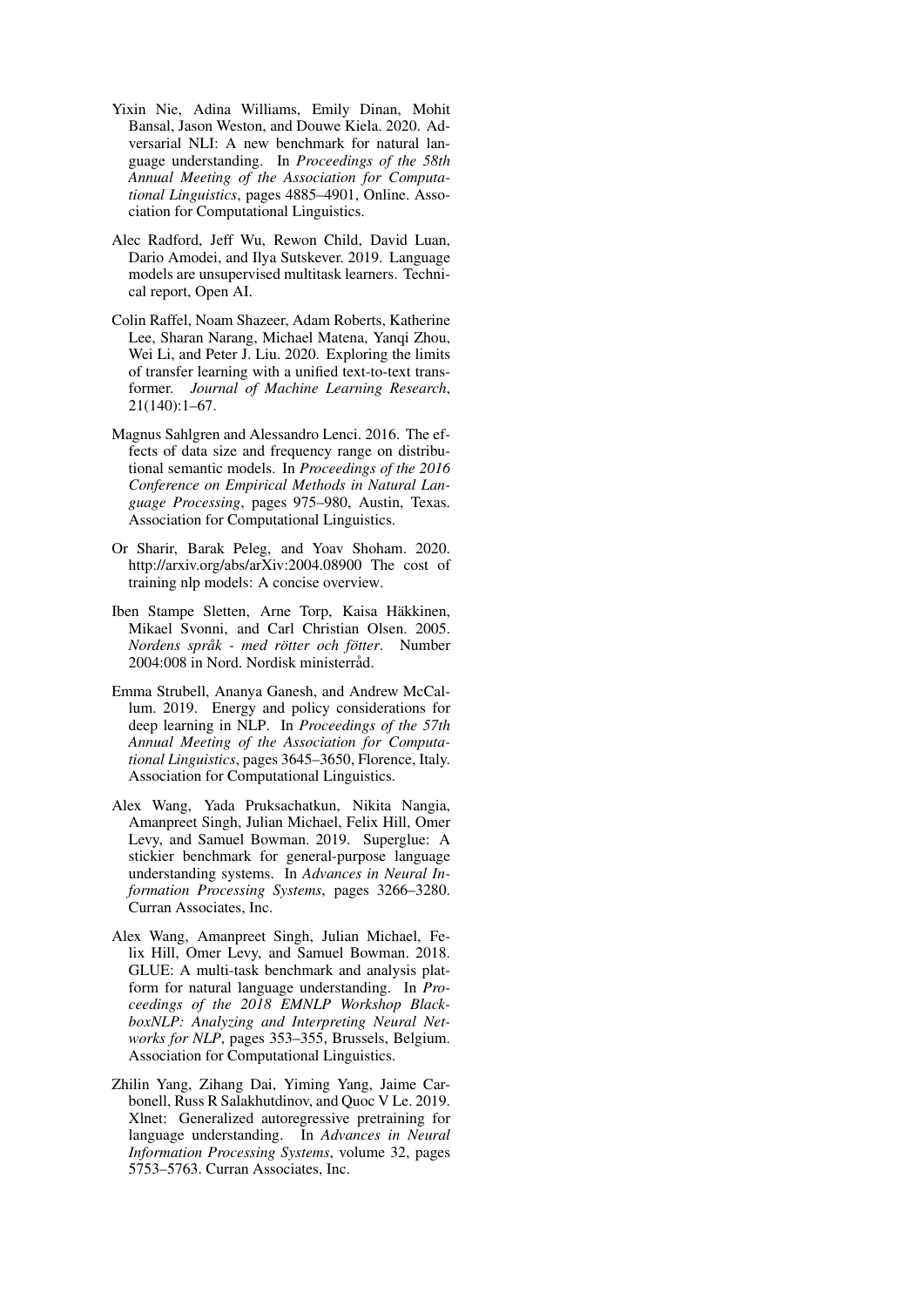Yixin Nie, Adina Williams, Emily Dinan, Mohit Bansal, Jason Weston, and Douwe Kiela. 2020. Adversarial NLI: A new benchmark for natural language understanding. In *Proceedings of the 58th Annual Meeting of the Association for Computational Linguistics*, pages 4885–4901, Online. Association for Computational Linguistics.

Alec Radford, Jeff Wu, Rewon Child, David Luan, Dario Amodei, and Ilya Sutskever. 2019. Language models are unsupervised multitask learners. Technical report, Open AI.

Colin Raffel, Noam Shazeer, Adam Roberts, Katherine Lee, Sharan Narang, Michael Matena, Yanqi Zhou, Wei Li, and Peter J. Liu. 2020. Exploring the limits of transfer learning with a unified text-to-text transformer. *Journal of Machine Learning Research*, 21(140):1–67.

Magnus Sahlgren and Alessandro Lenci. 2016. The effects of data size and frequency range on distributional semantic models. In *Proceedings of the 2016 Conference on Empirical Methods in Natural Language Processing*, pages 975–980, Austin, Texas. Association for Computational Linguistics.

Or Sharir, Barak Peleg, and Yoav Shoham. 2020. http://arxiv.org/abs/arXiv:2004.08900 The cost of training nlp models: A concise overview.

Iben Stampe Sletten, Arne Torp, Kaisa Häkkinen, Mikael Svonni, and Carl Christian Olsen. 2005. *Nordens språk - med rötter och fötter*. Number 2004:008 in Nord. Nordisk ministerråd.

Emma Strubell, Ananya Ganesh, and Andrew McCallum. 2019. Energy and policy considerations for deep learning in NLP. In *Proceedings of the 57th Annual Meeting of the Association for Computational Linguistics*, pages 3645–3650, Florence, Italy. Association for Computational Linguistics.

Alex Wang, Yada Pruksachatkun, Nikita Nangia, Amanpreet Singh, Julian Michael, Felix Hill, Omer Levy, and Samuel Bowman. 2019. Superglue: A stickier benchmark for general-purpose language understanding systems. In *Advances in Neural Information Processing Systems*, pages 3266–3280. Curran Associates, Inc.

Alex Wang, Amanpreet Singh, Julian Michael, Felix Hill, Omer Levy, and Samuel Bowman. 2018. GLUE: A multi-task benchmark and analysis platform for natural language understanding. In *Proceedings of the 2018 EMNLP Workshop BlackboxNLP: Analyzing and Interpreting Neural Networks for NLP*, pages 353–355, Brussels, Belgium. Association for Computational Linguistics.

Zhilin Yang, Zihang Dai, Yiming Yang, Jaime Carbonell, Russ R Salakhutdinov, and Quoc V Le. 2019. Xlnet: Generalized autoregressive pretraining for language understanding. In *Advances in Neural Information Processing Systems*, volume 32, pages 5753–5763. Curran Associates, Inc.